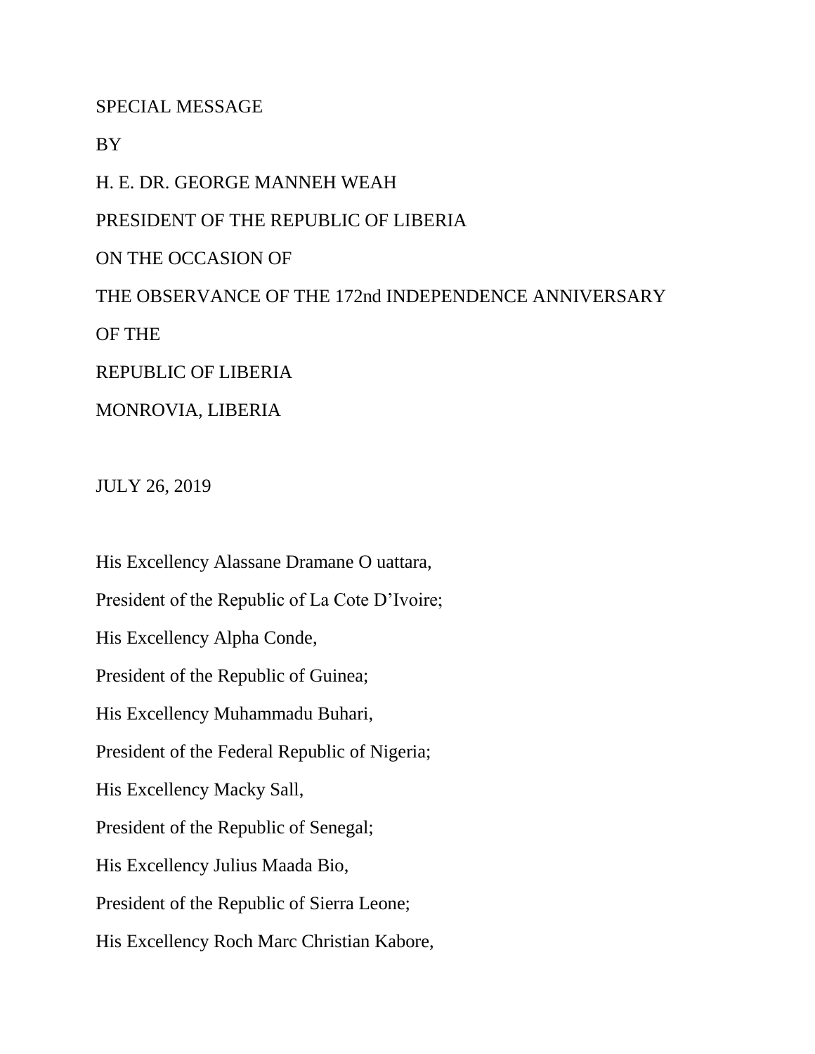SPECIAL MESSAGE

BY

H. E. DR. GEORGE MANNEH WEAH

PRESIDENT OF THE REPUBLIC OF LIBERIA

ON THE OCCASION OF

THE OBSERVANCE OF THE 172nd INDEPENDENCE ANNIVERSARY

OF THE

REPUBLIC OF LIBERIA

MONROVIA, LIBERIA

JULY 26, 2019

His Excellency Alassane Dramane O uattara,

President of the Republic of La Cote D'Ivoire;

His Excellency Alpha Conde,

President of the Republic of Guinea;

His Excellency Muhammadu Buhari,

President of the Federal Republic of Nigeria;

His Excellency Macky Sall,

President of the Republic of Senegal;

His Excellency Julius Maada Bio,

President of the Republic of Sierra Leone;

His Excellency Roch Marc Christian Kabore,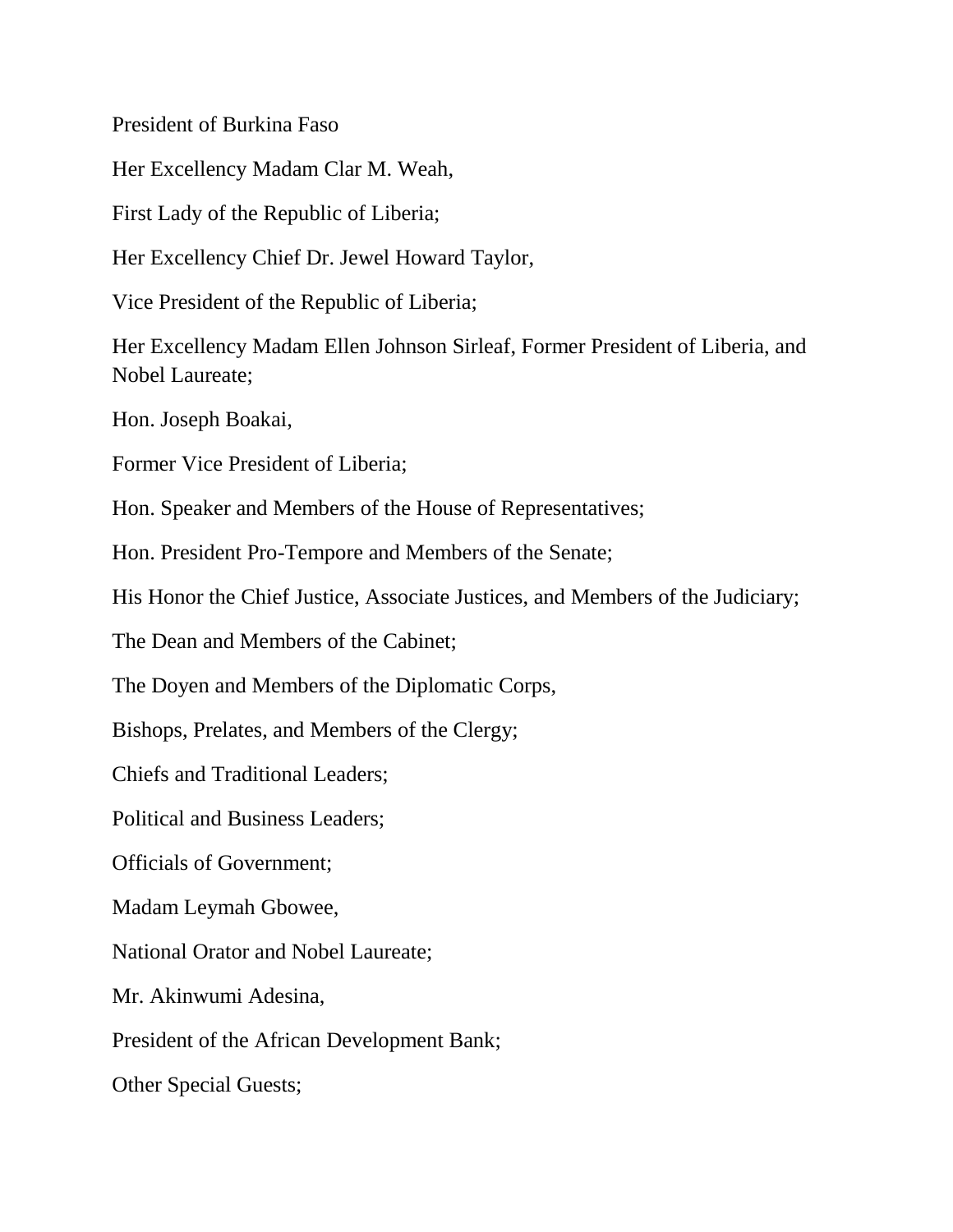President of Burkina Faso

Her Excellency Madam Clar M. Weah,

First Lady of the Republic of Liberia;

Her Excellency Chief Dr. Jewel Howard Taylor,

Vice President of the Republic of Liberia;

Her Excellency Madam Ellen Johnson Sirleaf, Former President of Liberia, and Nobel Laureate;

Hon. Joseph Boakai,

Former Vice President of Liberia;

Hon. Speaker and Members of the House of Representatives;

Hon. President Pro-Tempore and Members of the Senate;

His Honor the Chief Justice, Associate Justices, and Members of the Judiciary;

The Dean and Members of the Cabinet;

The Doyen and Members of the Diplomatic Corps,

Bishops, Prelates, and Members of the Clergy;

Chiefs and Traditional Leaders;

Political and Business Leaders;

Officials of Government;

Madam Leymah Gbowee,

National Orator and Nobel Laureate;

Mr. Akinwumi Adesina,

President of the African Development Bank;

Other Special Guests;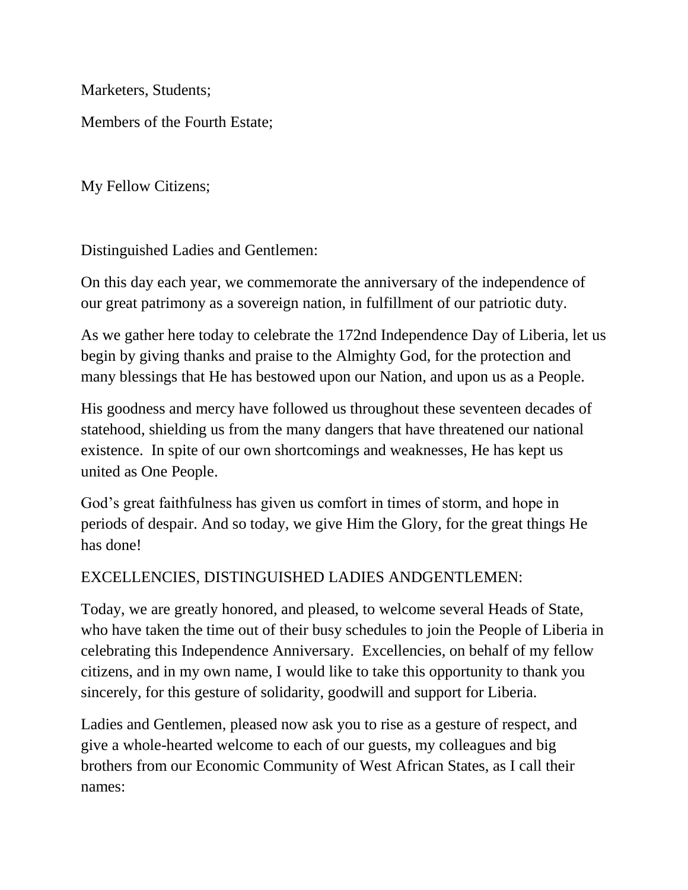Marketers, Students;

Members of the Fourth Estate;

My Fellow Citizens;

Distinguished Ladies and Gentlemen:

On this day each year, we commemorate the anniversary of the independence of our great patrimony as a sovereign nation, in fulfillment of our patriotic duty.

As we gather here today to celebrate the 172nd Independence Day of Liberia, let us begin by giving thanks and praise to the Almighty God, for the protection and many blessings that He has bestowed upon our Nation, and upon us as a People.

His goodness and mercy have followed us throughout these seventeen decades of statehood, shielding us from the many dangers that have threatened our national existence. In spite of our own shortcomings and weaknesses, He has kept us united as One People.

God's great faithfulness has given us comfort in times of storm, and hope in periods of despair. And so today, we give Him the Glory, for the great things He has done!

EXCELLENCIES, DISTINGUISHED LADIES ANDGENTLEMEN:

Today, we are greatly honored, and pleased, to welcome several Heads of State, who have taken the time out of their busy schedules to join the People of Liberia in celebrating this Independence Anniversary. Excellencies, on behalf of my fellow citizens, and in my own name, I would like to take this opportunity to thank you sincerely, for this gesture of solidarity, goodwill and support for Liberia.

Ladies and Gentlemen, pleased now ask you to rise as a gesture of respect, and give a whole-hearted welcome to each of our guests, my colleagues and big brothers from our Economic Community of West African States, as I call their names: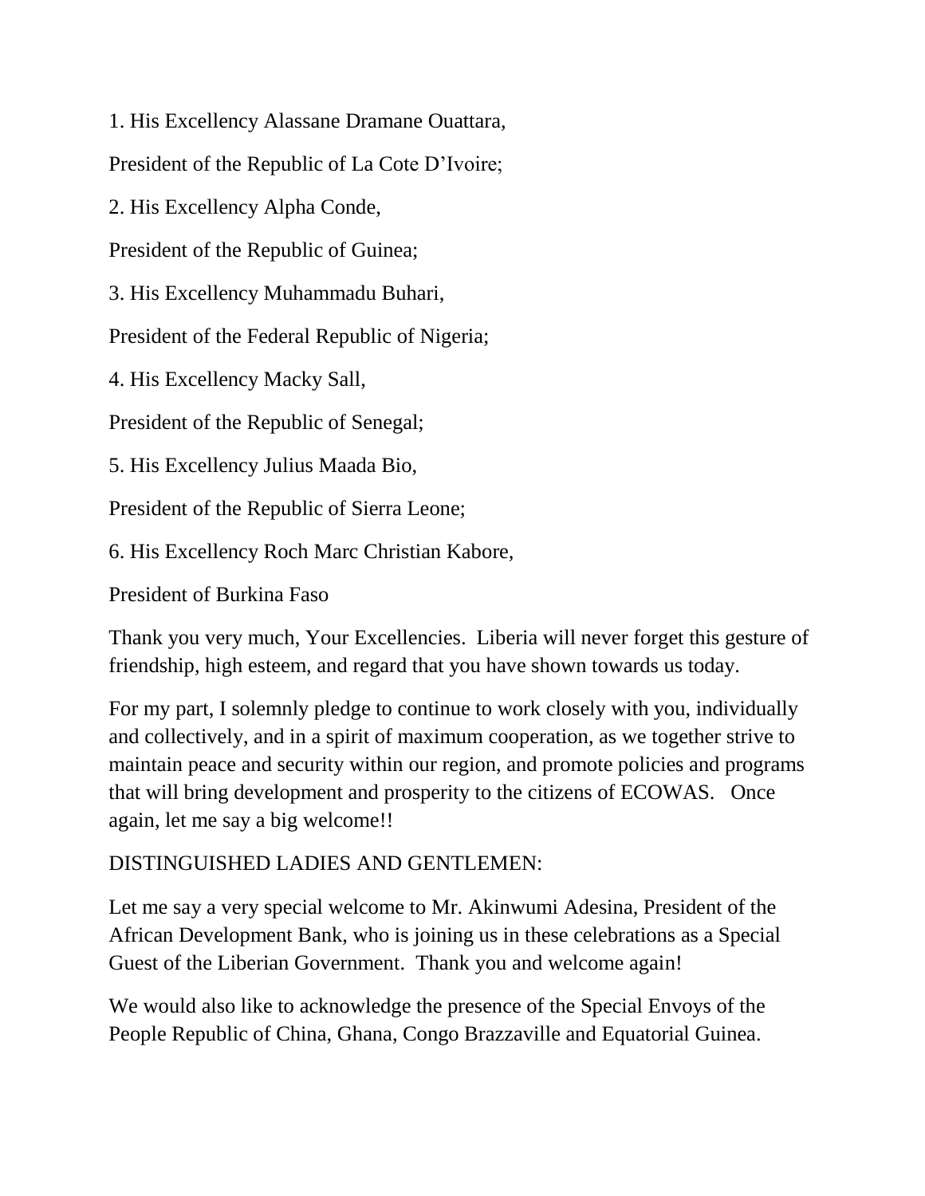1. His Excellency Alassane Dramane Ouattara,

President of the Republic of La Cote D'Ivoire;

2. His Excellency Alpha Conde,

President of the Republic of Guinea;

3. His Excellency Muhammadu Buhari,

President of the Federal Republic of Nigeria;

4. His Excellency Macky Sall,

President of the Republic of Senegal;

5. His Excellency Julius Maada Bio,

President of the Republic of Sierra Leone;

6. His Excellency Roch Marc Christian Kabore,

President of Burkina Faso

Thank you very much, Your Excellencies. Liberia will never forget this gesture of friendship, high esteem, and regard that you have shown towards us today.

For my part, I solemnly pledge to continue to work closely with you, individually and collectively, and in a spirit of maximum cooperation, as we together strive to maintain peace and security within our region, and promote policies and programs that will bring development and prosperity to the citizens of ECOWAS. Once again, let me say a big welcome!!

DISTINGUISHED LADIES AND GENTLEMEN:

Let me say a very special welcome to Mr. Akinwumi Adesina, President of the African Development Bank, who is joining us in these celebrations as a Special Guest of the Liberian Government. Thank you and welcome again!

We would also like to acknowledge the presence of the Special Envoys of the People Republic of China, Ghana, Congo Brazzaville and Equatorial Guinea.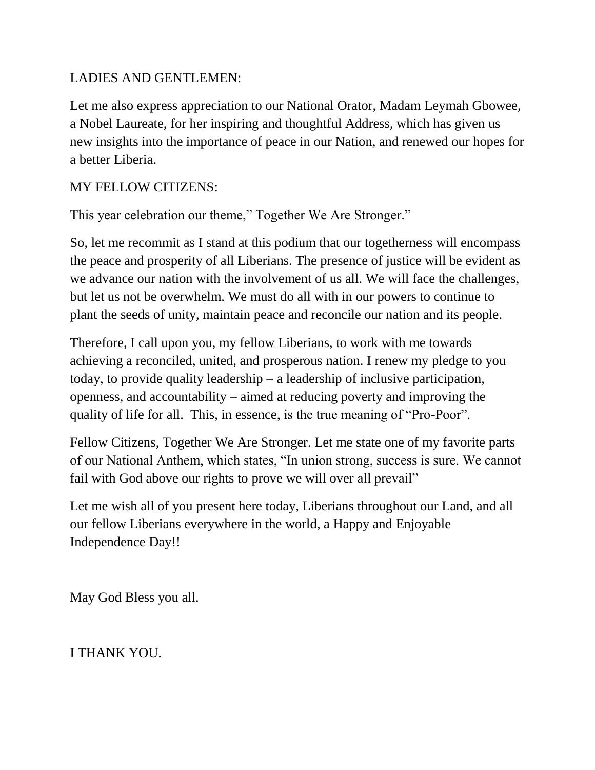LADIES AND GENTLEMEN:

Let me also express appreciation to our National Orator, Madam Leymah Gbowee, a Nobel Laureate, for her inspiring and thoughtful Address, which has given us new insights into the importance of peace in our Nation, and renewed our hopes for a better Liberia.

MY FELLOW CITIZENS:

This year celebration our theme," Together We Are Stronger."

So, let me recommit as I stand at this podium that our togetherness will encompass the peace and prosperity of all Liberians. The presence of justice will be evident as we advance our nation with the involvement of us all. We will face the challenges, but let us not be overwhelm. We must do all with in our powers to continue to plant the seeds of unity, maintain peace and reconcile our nation and its people.

Therefore, I call upon you, my fellow Liberians, to work with me towards achieving a reconciled, united, and prosperous nation. I renew my pledge to you today, to provide quality leadership – a leadership of inclusive participation, openness, and accountability – aimed at reducing poverty and improving the quality of life for all. This, in essence, is the true meaning of "Pro-Poor".

Fellow Citizens, Together We Are Stronger. Let me state one of my favorite parts of our National Anthem, which states, "In union strong, success is sure. We cannot fail with God above our rights to prove we will over all prevail"

Let me wish all of you present here today, Liberians throughout our Land, and all our fellow Liberians everywhere in the world, a Happy and Enjoyable Independence Day!!

May God Bless you all.

I THANK YOU.